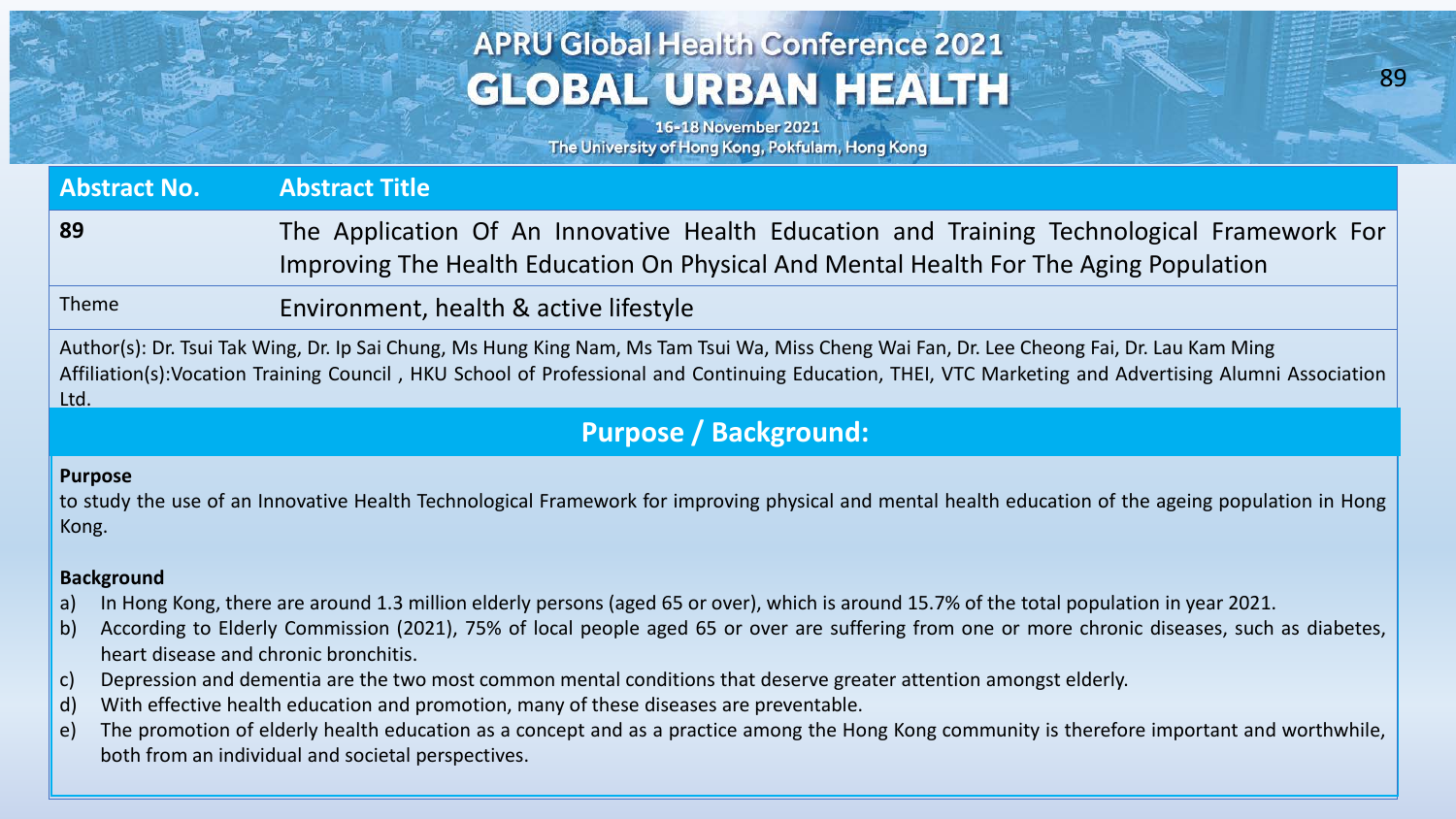| Abstract No. | Abstract Title |
| --- | --- |
| 89 | The Application Of An Innovative Health Education and Training Technological Framework For Improving The Health Education On Physical And Mental Health For The Aging Population |
| Theme | Environment, health & active lifestyle |

Author(s): Dr. Tsui Tak Wing, Dr. Ip Sai Chung, Ms Hung King Nam, Ms Tam Tsui Wa, Miss Cheng Wai Fan, Dr. Lee Cheong Fai, Dr. Lau Kam Ming

Affiliation(s):Vocation Training Council , HKU School of Professional and Continuing Education, THEI, VTC Marketing and Advertising Alumni Association Ltd.

## Purpose / Background:

**Purpose**

to study the use of an Innovative Health Technological Framework for improving physical and mental health education of the ageing population in Hong Kong.

**Background**

a) In Hong Kong, there are around 1.3 million elderly persons (aged 65 or over), which is around 15.7% of the total population in year 2021.
b) According to Elderly Commission (2021), 75% of local people aged 65 or over are suffering from one or more chronic diseases, such as diabetes, heart disease and chronic bronchitis.
c) Depression and dementia are the two most common mental conditions that deserve greater attention amongst elderly.
d) With effective health education and promotion, many of these diseases are preventable.
e) The promotion of elderly health education as a concept and as a practice among the Hong Kong community is therefore important and worthwhile, both from an individual and societal perspectives.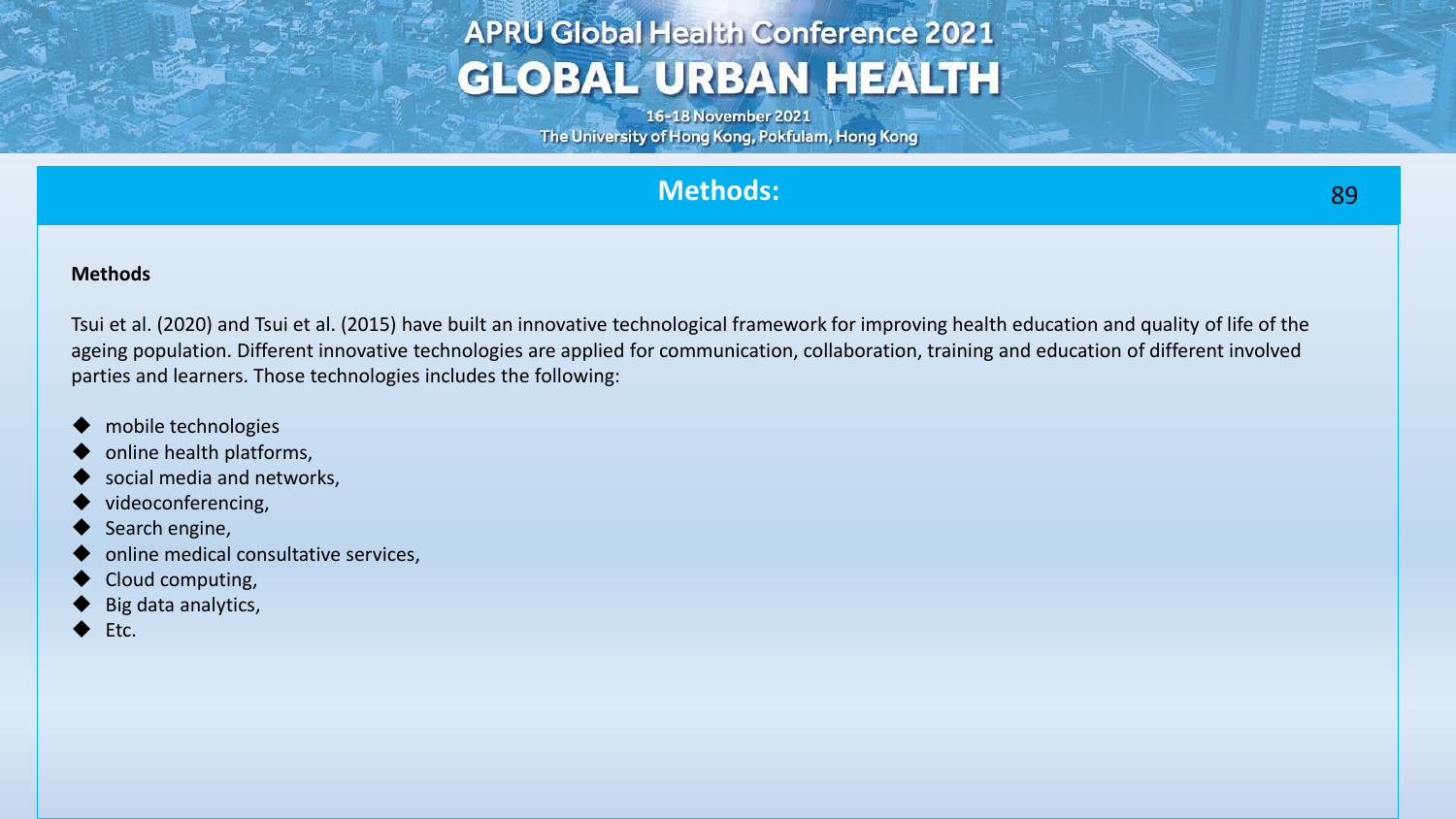## Methods:

### Methods

Tsui et al. (2020) and Tsui et al. (2015) have built an innovative technological framework for improving health education and quality of life of the ageing population. Different innovative technologies are applied for communication, collaboration, training and education of different involved parties and learners. Those technologies includes the following:

- mobile technologies
- online health platforms,
- social media and networks,
- videoconferencing,
- Search engine,
- online medical consultative services,
- Cloud computing,
- Big data analytics,
- Etc.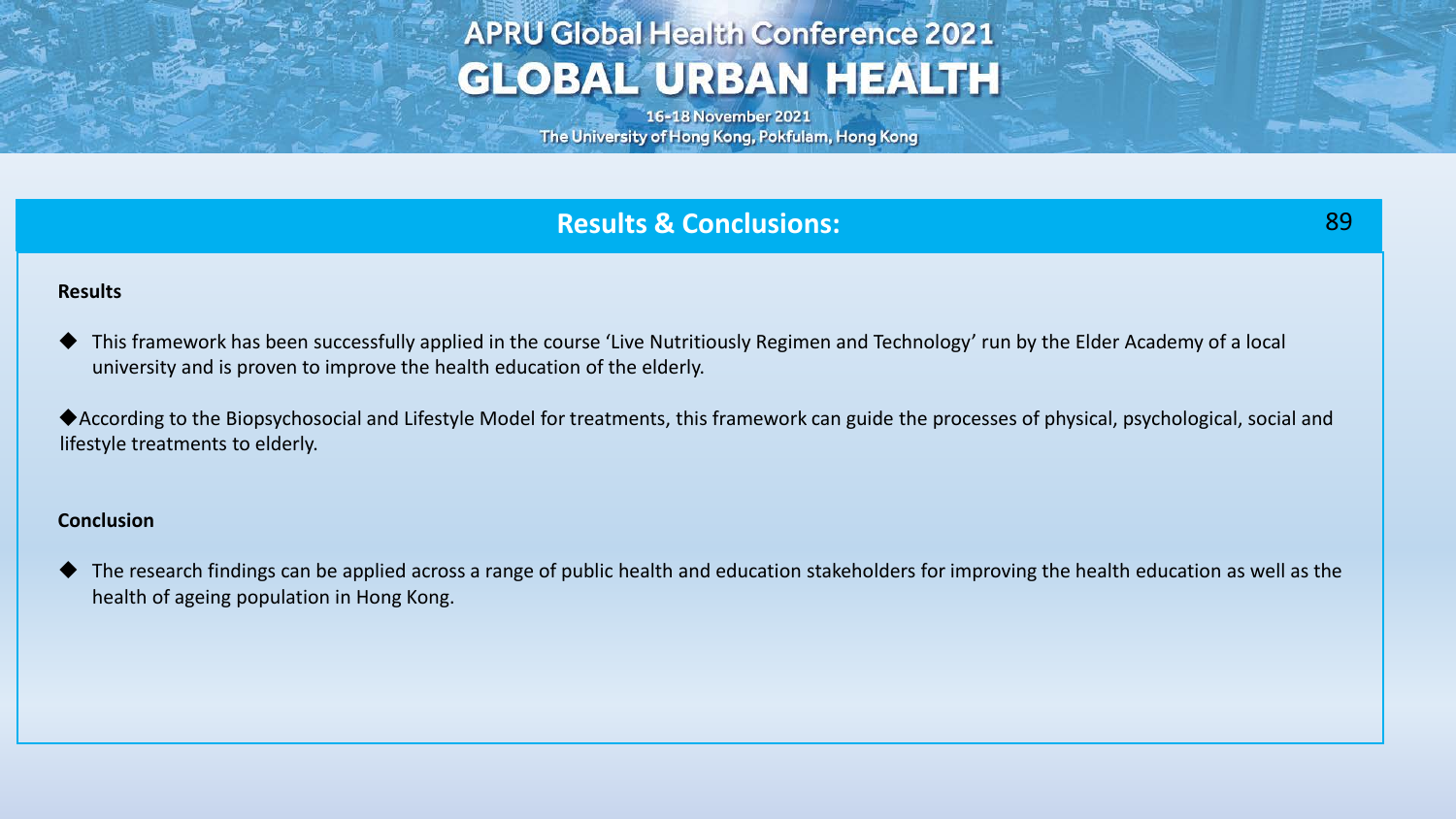## Results & Conclusions:

**Results**

- This framework has been successfully applied in the course 'Live Nutritiously Regimen and Technology' run by the Elder Academy of a local university and is proven to improve the health education of the elderly.

- According to the Biopsychosocial and Lifestyle Model for treatments, this framework can guide the processes of physical, psychological, social and lifestyle treatments to elderly.

**Conclusion**

- The research findings can be applied across a range of public health and education stakeholders for improving the health education as well as the health of ageing population in Hong Kong.